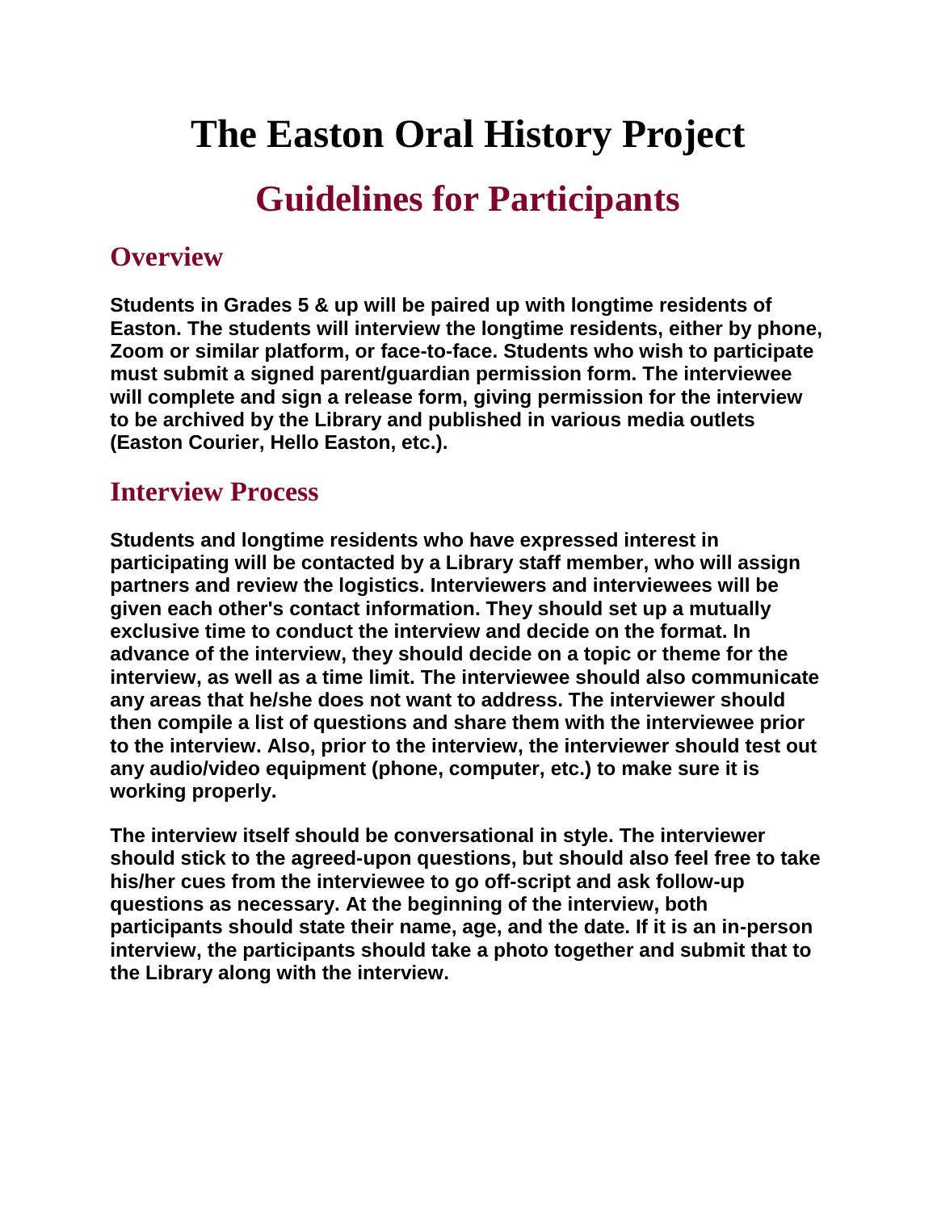# The Easton Oral History Project

## Guidelines for Participants

### Overview

**Students in Grades 5 & up will be paired up with longtime residents of Easton. The students will interview the longtime residents, either by phone, Zoom or similar platform, or face-to-face. Students who wish to participate must submit a signed parent/guardian permission form. The interviewee will complete and sign a release form, giving permission for the interview to be archived by the Library and published in various media outlets (Easton Courier, Hello Easton, etc.).**

### Interview Process

**Students and longtime residents who have expressed interest in participating will be contacted by a Library staff member, who will assign partners and review the logistics. Interviewers and interviewees will be given each other's contact information. They should set up a mutually exclusive time to conduct the interview and decide on the format. In advance of the interview, they should decide on a topic or theme for the interview, as well as a time limit. The interviewee should also communicate any areas that he/she does not want to address. The interviewer should then compile a list of questions and share them with the interviewee prior to the interview. Also, prior to the interview, the interviewer should test out any audio/video equipment (phone, computer, etc.) to make sure it is working properly.**

**The interview itself should be conversational in style. The interviewer should stick to the agreed-upon questions, but should also feel free to take his/her cues from the interviewee to go off-script and ask follow-up questions as necessary. At the beginning of the interview, both participants should state their name, age, and the date. If it is an in-person interview, the participants should take a photo together and submit that to the Library along with the interview.**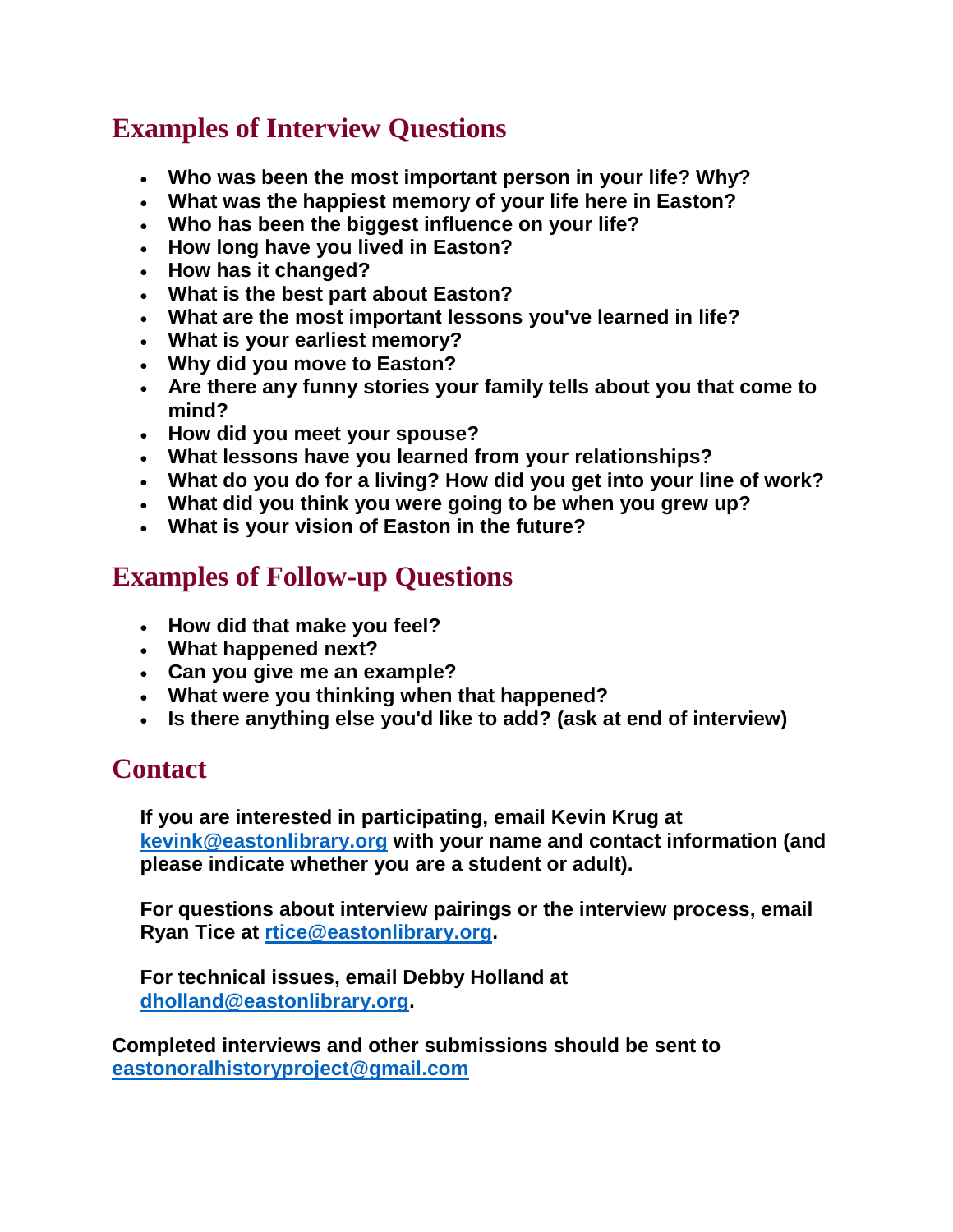## Examples of Interview Questions

- **Who was been the most important person in your life? Why?**
- **What was the happiest memory of your life here in Easton?**
- **Who has been the biggest influence on your life?**
- **How long have you lived in Easton?**
- **How has it changed?**
- **What is the best part about Easton?**
- **What are the most important lessons you've learned in life?**
- **What is your earliest memory?**
- **Why did you move to Easton?**
- **Are there any funny stories your family tells about you that come to mind?**
- **How did you meet your spouse?**
- **What lessons have you learned from your relationships?**
- **What do you do for a living? How did you get into your line of work?**
- **What did you think you were going to be when you grew up?**
- **What is your vision of Easton in the future?**

## Examples of Follow-up Questions

- **How did that make you feel?**
- **What happened next?**
- **Can you give me an example?**
- **What were you thinking when that happened?**
- **Is there anything else you'd like to add? (ask at end of interview)**

## Contact

**If you are interested in participating, email Kevin Krug at [kevink@eastonlibrary.org](mailto:kevink@eastonlibrary.org) with your name and contact information (and please indicate whether you are a student or adult).**

**For questions about interview pairings or the interview process, email Ryan Tice at [rtice@eastonlibrary.org](mailto:rtice@eastonlibrary.org).**

**For technical issues, email Debby Holland at [dholland@eastonlibrary.org](mailto:dholland@eastonlibrary.org).**

**Completed interviews and other submissions should be sent to [eastonoralhistoryproject@gmail.com](mailto:eastonoralhistoryproject@gmail.com)**